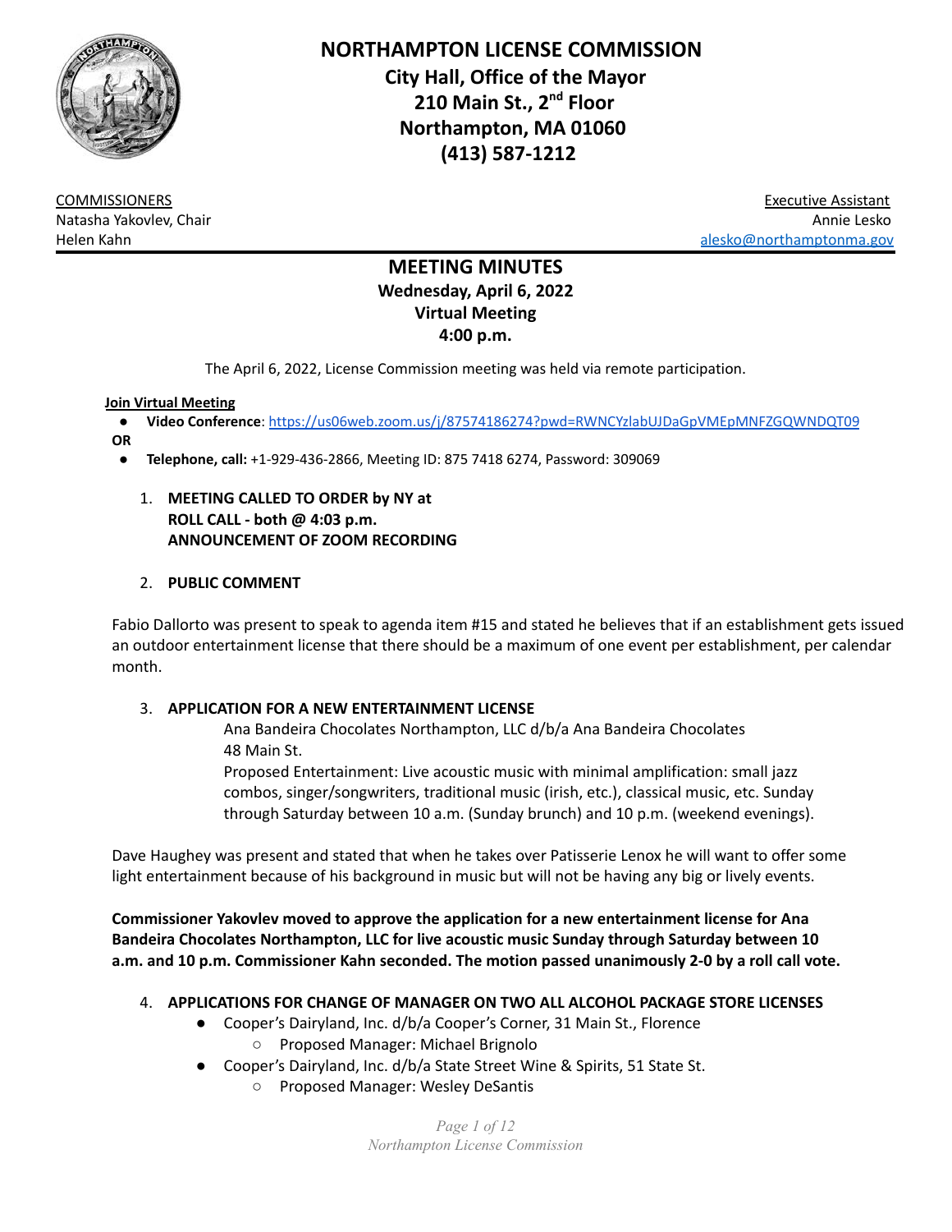# NORTHAMPTON LICENSE COMMISSION

**City Hall, Office of the Mayor**
**210 Main St., 2nd Floor**
**Northampton, MA 01060**
**(413) 587-1212**

COMMISSIONERS
Natasha Yakovlev, Chair
Helen Kahn

Executive Assistant
Annie Lesko
alesko@northamptonma.gov

## MEETING MINUTES

**Wednesday, April 6, 2022**
**Virtual Meeting**
**4:00 p.m.**

The April 6, 2022, License Commission meeting was held via remote participation.

**Join Virtual Meeting**

- **Video Conference**: https://us06web.zoom.us/j/87574186274?pwd=RWNCYzlabUJDaGpVMEpMNFZGQWNDQT09

**OR**

- **Telephone, call:** +1-929-436-2866, Meeting ID: 875 7418 6274, Password: 309069

1. **MEETING CALLED TO ORDER by NY at**
   **ROLL CALL - both @ 4:03 p.m.**
   **ANNOUNCEMENT OF ZOOM RECORDING**

2. **PUBLIC COMMENT**

Fabio Dallorto was present to speak to agenda item #15 and stated he believes that if an establishment gets issued an outdoor entertainment license that there should be a maximum of one event per establishment, per calendar month.

3. **APPLICATION FOR A NEW ENTERTAINMENT LICENSE**
   Ana Bandeira Chocolates Northampton, LLC d/b/a Ana Bandeira Chocolates
   48 Main St.
   Proposed Entertainment: Live acoustic music with minimal amplification: small jazz combos, singer/songwriters, traditional music (irish, etc.), classical music, etc. Sunday through Saturday between 10 a.m. (Sunday brunch) and 10 p.m. (weekend evenings).

Dave Haughey was present and stated that when he takes over Patisserie Lenox he will want to offer some light entertainment because of his background in music but will not be having any big or lively events.

**Commissioner Yakovlev moved to approve the application for a new entertainment license for Ana Bandeira Chocolates Northampton, LLC for live acoustic music Sunday through Saturday between 10 a.m. and 10 p.m. Commissioner Kahn seconded. The motion passed unanimously 2-0 by a roll call vote.**

4. **APPLICATIONS FOR CHANGE OF MANAGER ON TWO ALL ALCOHOL PACKAGE STORE LICENSES**
   - Cooper's Dairyland, Inc. d/b/a Cooper's Corner, 31 Main St., Florence
     - Proposed Manager: Michael Brignolo
   - Cooper's Dairyland, Inc. d/b/a State Street Wine & Spirits, 51 State St.
     - Proposed Manager: Wesley DeSantis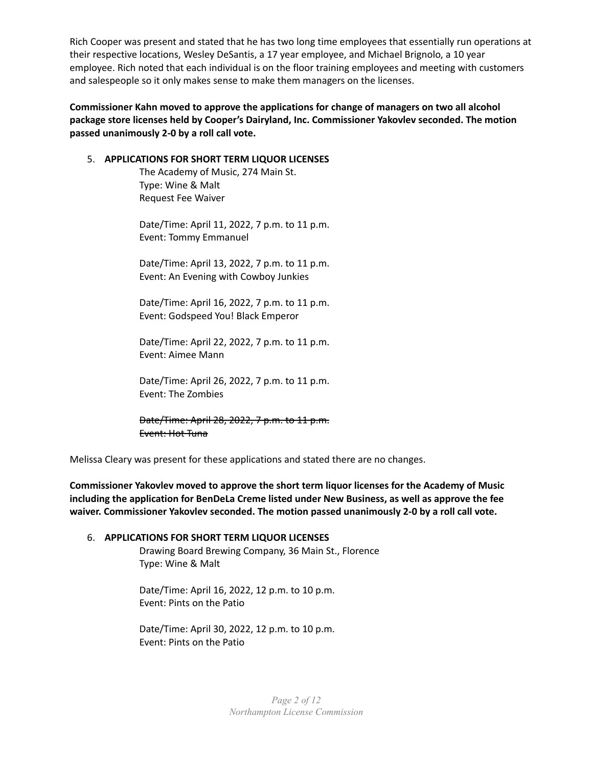Rich Cooper was present and stated that he has two long time employees that essentially run operations at their respective locations, Wesley DeSantis, a 17 year employee, and Michael Brignolo, a 10 year employee. Rich noted that each individual is on the floor training employees and meeting with customers and salespeople so it only makes sense to make them managers on the licenses.

**Commissioner Kahn moved to approve the applications for change of managers on two all alcohol package store licenses held by Cooper's Dairyland, Inc. Commissioner Yakovlev seconded. The motion passed unanimously 2-0 by a roll call vote.**

5. **APPLICATIONS FOR SHORT TERM LIQUOR LICENSES**

   The Academy of Music, 274 Main St.
   Type: Wine & Malt
   Request Fee Waiver

   Date/Time: April 11, 2022, 7 p.m. to 11 p.m.
   Event: Tommy Emmanuel

   Date/Time: April 13, 2022, 7 p.m. to 11 p.m.
   Event: An Evening with Cowboy Junkies

   Date/Time: April 16, 2022, 7 p.m. to 11 p.m.
   Event: Godspeed You! Black Emperor

   Date/Time: April 22, 2022, 7 p.m. to 11 p.m.
   Event: Aimee Mann

   Date/Time: April 26, 2022, 7 p.m. to 11 p.m.
   Event: The Zombies

   ~~Date/Time: April 28, 2022, 7 p.m. to 11 p.m.~~
   ~~Event: Hot Tuna~~

Melissa Cleary was present for these applications and stated there are no changes.

**Commissioner Yakovlev moved to approve the short term liquor licenses for the Academy of Music including the application for BenDeLa Creme listed under New Business, as well as approve the fee waiver. Commissioner Yakovlev seconded. The motion passed unanimously 2-0 by a roll call vote.**

6. **APPLICATIONS FOR SHORT TERM LIQUOR LICENSES**

   Drawing Board Brewing Company, 36 Main St., Florence
   Type: Wine & Malt

   Date/Time: April 16, 2022, 12 p.m. to 10 p.m.
   Event: Pints on the Patio

   Date/Time: April 30, 2022, 12 p.m. to 10 p.m.
   Event: Pints on the Patio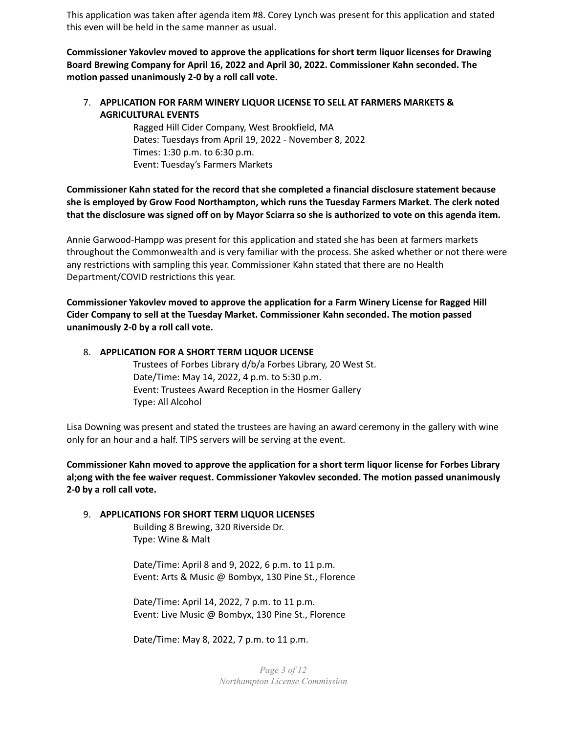This application was taken after agenda item #8. Corey Lynch was present for this application and stated this even will be held in the same manner as usual.

**Commissioner Yakovlev moved to approve the applications for short term liquor licenses for Drawing Board Brewing Company for April 16, 2022 and April 30, 2022. Commissioner Kahn seconded. The motion passed unanimously 2-0 by a roll call vote.**

7. **APPLICATION FOR FARM WINERY LIQUOR LICENSE TO SELL AT FARMERS MARKETS & AGRICULTURAL EVENTS**

   Ragged Hill Cider Company, West Brookfield, MA
   Dates: Tuesdays from April 19, 2022 - November 8, 2022
   Times: 1:30 p.m. to 6:30 p.m.
   Event: Tuesday's Farmers Markets

**Commissioner Kahn stated for the record that she completed a financial disclosure statement because she is employed by Grow Food Northampton, which runs the Tuesday Farmers Market. The clerk noted that the disclosure was signed off on by Mayor Sciarra so she is authorized to vote on this agenda item.**

Annie Garwood-Hampp was present for this application and stated she has been at farmers markets throughout the Commonwealth and is very familiar with the process. She asked whether or not there were any restrictions with sampling this year. Commissioner Kahn stated that there are no Health Department/COVID restrictions this year.

**Commissioner Yakovlev moved to approve the application for a Farm Winery License for Ragged Hill Cider Company to sell at the Tuesday Market. Commissioner Kahn seconded. The motion passed unanimously 2-0 by a roll call vote.**

8. **APPLICATION FOR A SHORT TERM LIQUOR LICENSE**

   Trustees of Forbes Library d/b/a Forbes Library, 20 West St.
   Date/Time: May 14, 2022, 4 p.m. to 5:30 p.m.
   Event: Trustees Award Reception in the Hosmer Gallery
   Type: All Alcohol

Lisa Downing was present and stated the trustees are having an award ceremony in the gallery with wine only for an hour and a half. TIPS servers will be serving at the event.

**Commissioner Kahn moved to approve the application for a short term liquor license for Forbes Library al;ong with the fee waiver request. Commissioner Yakovlev seconded. The motion passed unanimously 2-0 by a roll call vote.**

9. **APPLICATIONS FOR SHORT TERM LIQUOR LICENSES**

   Building 8 Brewing, 320 Riverside Dr.
   Type: Wine & Malt

   Date/Time: April 8 and 9, 2022, 6 p.m. to 11 p.m.
   Event: Arts & Music @ Bombyx, 130 Pine St., Florence

   Date/Time: April 14, 2022, 7 p.m. to 11 p.m.
   Event: Live Music @ Bombyx, 130 Pine St., Florence

   Date/Time: May 8, 2022, 7 p.m. to 11 p.m.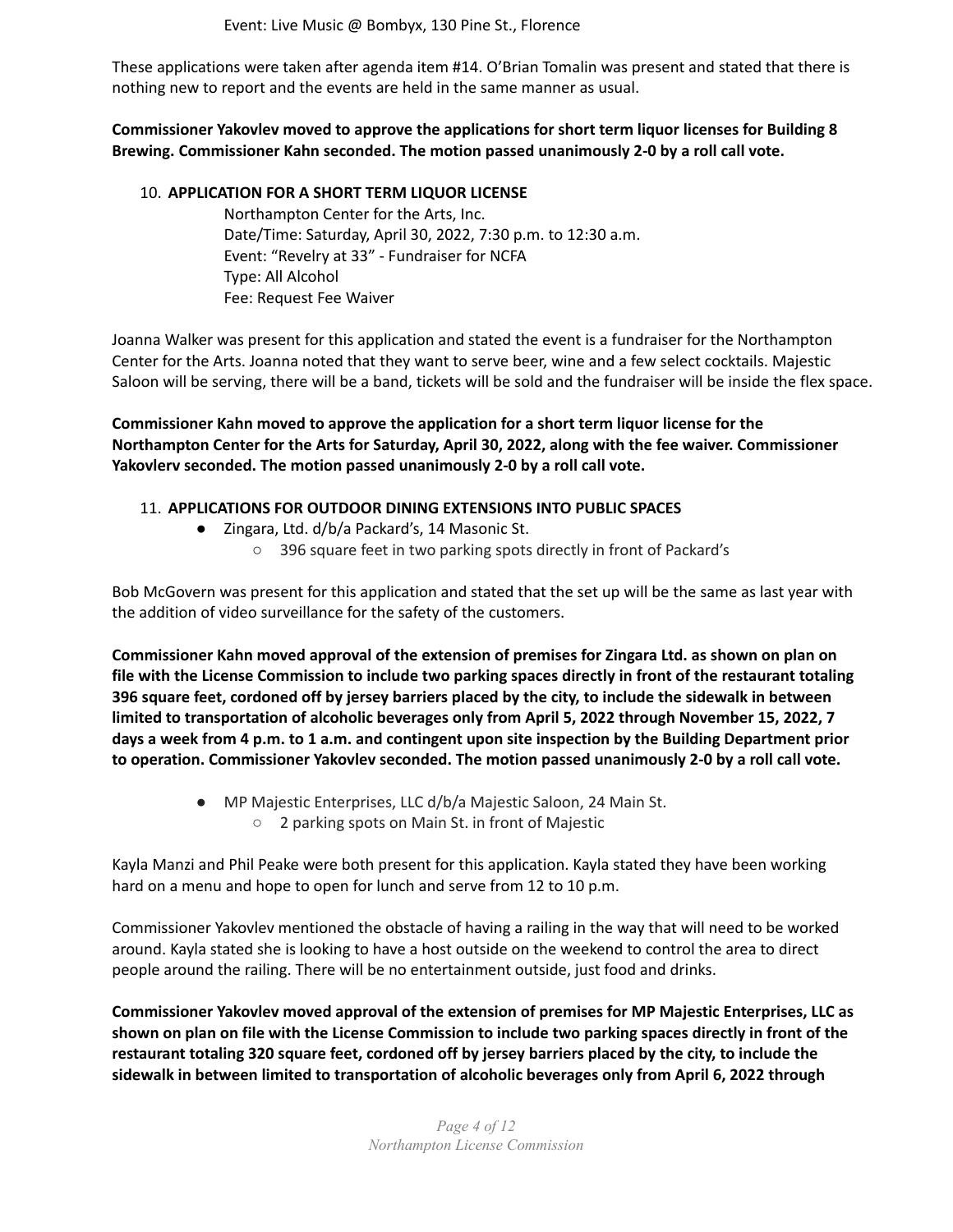Event: Live Music @ Bombyx, 130 Pine St., Florence

These applications were taken after agenda item #14. O'Brian Tomalin was present and stated that there is nothing new to report and the events are held in the same manner as usual.

**Commissioner Yakovlev moved to approve the applications for short term liquor licenses for Building 8 Brewing. Commissioner Kahn seconded. The motion passed unanimously 2-0 by a roll call vote.**

10. **APPLICATION FOR A SHORT TERM LIQUOR LICENSE**

    Northampton Center for the Arts, Inc.
    Date/Time: Saturday, April 30, 2022, 7:30 p.m. to 12:30 a.m.
    Event: "Revelry at 33" - Fundraiser for NCFA
    Type: All Alcohol
    Fee: Request Fee Waiver

Joanna Walker was present for this application and stated the event is a fundraiser for the Northampton Center for the Arts. Joanna noted that they want to serve beer, wine and a few select cocktails. Majestic Saloon will be serving, there will be a band, tickets will be sold and the fundraiser will be inside the flex space.

**Commissioner Kahn moved to approve the application for a short term liquor license for the Northampton Center for the Arts for Saturday, April 30, 2022, along with the fee waiver. Commissioner Yakovlerv seconded. The motion passed unanimously 2-0 by a roll call vote.**

11. **APPLICATIONS FOR OUTDOOR DINING EXTENSIONS INTO PUBLIC SPACES**
    - Zingara, Ltd. d/b/a Packard's, 14 Masonic St.
        - 396 square feet in two parking spots directly in front of Packard's

Bob McGovern was present for this application and stated that the set up will be the same as last year with the addition of video surveillance for the safety of the customers.

**Commissioner Kahn moved approval of the extension of premises for Zingara Ltd. as shown on plan on file with the License Commission to include two parking spaces directly in front of the restaurant totaling 396 square feet, cordoned off by jersey barriers placed by the city, to include the sidewalk in between limited to transportation of alcoholic beverages only from April 5, 2022 through November 15, 2022, 7 days a week from 4 p.m. to 1 a.m. and contingent upon site inspection by the Building Department prior to operation. Commissioner Yakovlev seconded. The motion passed unanimously 2-0 by a roll call vote.**

- MP Majestic Enterprises, LLC d/b/a Majestic Saloon, 24 Main St.
    - 2 parking spots on Main St. in front of Majestic

Kayla Manzi and Phil Peake were both present for this application. Kayla stated they have been working hard on a menu and hope to open for lunch and serve from 12 to 10 p.m.

Commissioner Yakovlev mentioned the obstacle of having a railing in the way that will need to be worked around. Kayla stated she is looking to have a host outside on the weekend to control the area to direct people around the railing. There will be no entertainment outside, just food and drinks.

**Commissioner Yakovlev moved approval of the extension of premises for MP Majestic Enterprises, LLC as shown on plan on file with the License Commission to include two parking spaces directly in front of the restaurant totaling 320 square feet, cordoned off by jersey barriers placed by the city, to include the sidewalk in between limited to transportation of alcoholic beverages only from April 6, 2022 through**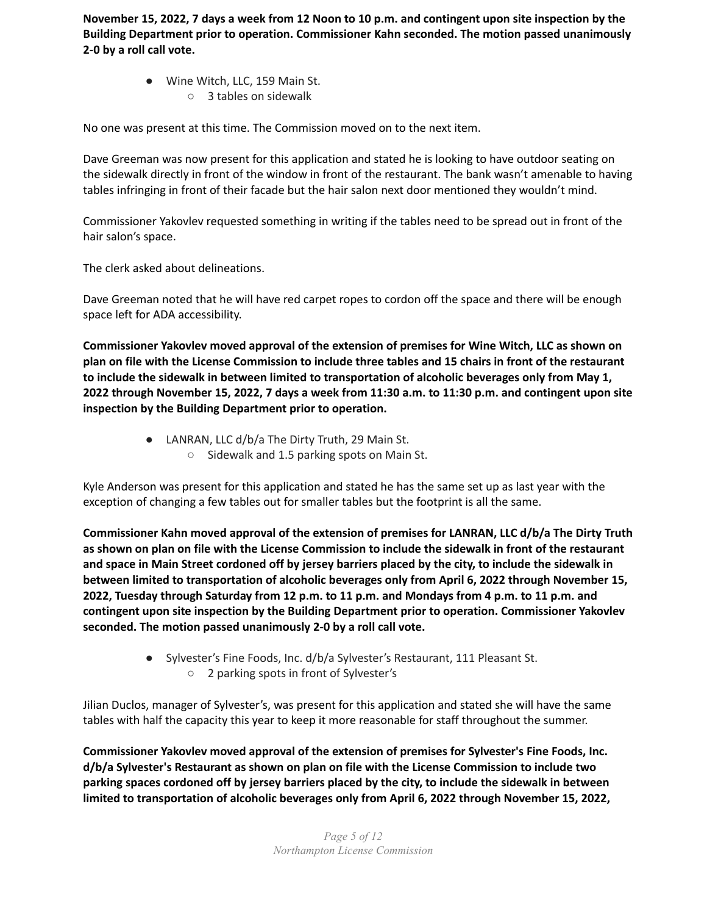**November 15, 2022, 7 days a week from 12 Noon to 10 p.m. and contingent upon site inspection by the Building Department prior to operation. Commissioner Kahn seconded. The motion passed unanimously 2-0 by a roll call vote.**

- Wine Witch, LLC, 159 Main St.
    - 3 tables on sidewalk

No one was present at this time. The Commission moved on to the next item.

Dave Greeman was now present for this application and stated he is looking to have outdoor seating on the sidewalk directly in front of the window in front of the restaurant. The bank wasn't amenable to having tables infringing in front of their facade but the hair salon next door mentioned they wouldn't mind.

Commissioner Yakovlev requested something in writing if the tables need to be spread out in front of the hair salon's space.

The clerk asked about delineations.

Dave Greeman noted that he will have red carpet ropes to cordon off the space and there will be enough space left for ADA accessibility.

**Commissioner Yakovlev moved approval of the extension of premises for Wine Witch, LLC as shown on plan on file with the License Commission to include three tables and 15 chairs in front of the restaurant to include the sidewalk in between limited to transportation of alcoholic beverages only from May 1, 2022 through November 15, 2022, 7 days a week from 11:30 a.m. to 11:30 p.m. and contingent upon site inspection by the Building Department prior to operation.**

- LANRAN, LLC d/b/a The Dirty Truth, 29 Main St.
    - Sidewalk and 1.5 parking spots on Main St.

Kyle Anderson was present for this application and stated he has the same set up as last year with the exception of changing a few tables out for smaller tables but the footprint is all the same.

**Commissioner Kahn moved approval of the extension of premises for LANRAN, LLC d/b/a The Dirty Truth as shown on plan on file with the License Commission to include the sidewalk in front of the restaurant and space in Main Street cordoned off by jersey barriers placed by the city, to include the sidewalk in between limited to transportation of alcoholic beverages only from April 6, 2022 through November 15, 2022, Tuesday through Saturday from 12 p.m. to 11 p.m. and Mondays from 4 p.m. to 11 p.m. and contingent upon site inspection by the Building Department prior to operation. Commissioner Yakovlev seconded. The motion passed unanimously 2-0 by a roll call vote.**

- Sylvester's Fine Foods, Inc. d/b/a Sylvester's Restaurant, 111 Pleasant St.
    - 2 parking spots in front of Sylvester's

Jilian Duclos, manager of Sylvester's, was present for this application and stated she will have the same tables with half the capacity this year to keep it more reasonable for staff throughout the summer.

**Commissioner Yakovlev moved approval of the extension of premises for Sylvester's Fine Foods, Inc. d/b/a Sylvester's Restaurant as shown on plan on file with the License Commission to include two parking spaces cordoned off by jersey barriers placed by the city, to include the sidewalk in between limited to transportation of alcoholic beverages only from April 6, 2022 through November 15, 2022,**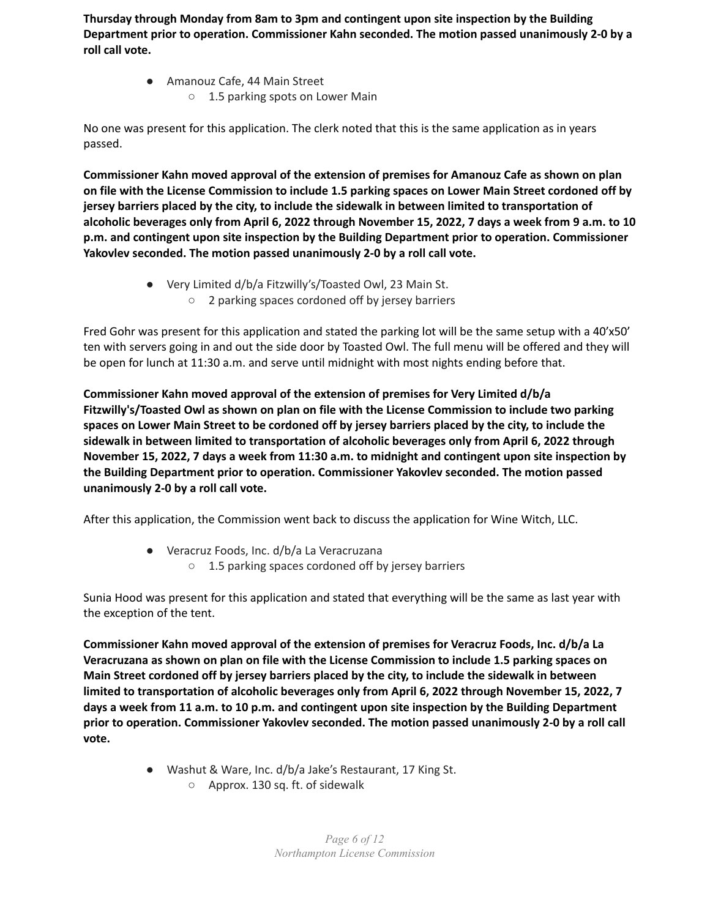**Thursday through Monday from 8am to 3pm and contingent upon site inspection by the Building Department prior to operation. Commissioner Kahn seconded. The motion passed unanimously 2-0 by a roll call vote.**

- Amanouz Cafe, 44 Main Street
  - 1.5 parking spots on Lower Main

No one was present for this application. The clerk noted that this is the same application as in years passed.

**Commissioner Kahn moved approval of the extension of premises for Amanouz Cafe as shown on plan on file with the License Commission to include 1.5 parking spaces on Lower Main Street cordoned off by jersey barriers placed by the city, to include the sidewalk in between limited to transportation of alcoholic beverages only from April 6, 2022 through November 15, 2022, 7 days a week from 9 a.m. to 10 p.m. and contingent upon site inspection by the Building Department prior to operation. Commissioner Yakovlev seconded. The motion passed unanimously 2-0 by a roll call vote.**

- Very Limited d/b/a Fitzwilly's/Toasted Owl, 23 Main St.
  - 2 parking spaces cordoned off by jersey barriers

Fred Gohr was present for this application and stated the parking lot will be the same setup with a 40'x50' ten with servers going in and out the side door by Toasted Owl. The full menu will be offered and they will be open for lunch at 11:30 a.m. and serve until midnight with most nights ending before that.

**Commissioner Kahn moved approval of the extension of premises for Very Limited d/b/a Fitzwilly's/Toasted Owl as shown on plan on file with the License Commission to include two parking spaces on Lower Main Street to be cordoned off by jersey barriers placed by the city, to include the sidewalk in between limited to transportation of alcoholic beverages only from April 6, 2022 through November 15, 2022, 7 days a week from 11:30 a.m. to midnight and contingent upon site inspection by the Building Department prior to operation. Commissioner Yakovlev seconded. The motion passed unanimously 2-0 by a roll call vote.**

After this application, the Commission went back to discuss the application for Wine Witch, LLC.

- Veracruz Foods, Inc. d/b/a La Veracruzana
  - 1.5 parking spaces cordoned off by jersey barriers

Sunia Hood was present for this application and stated that everything will be the same as last year with the exception of the tent.

**Commissioner Kahn moved approval of the extension of premises for Veracruz Foods, Inc. d/b/a La Veracruzana as shown on plan on file with the License Commission to include 1.5 parking spaces on Main Street cordoned off by jersey barriers placed by the city, to include the sidewalk in between limited to transportation of alcoholic beverages only from April 6, 2022 through November 15, 2022, 7 days a week from 11 a.m. to 10 p.m. and contingent upon site inspection by the Building Department prior to operation. Commissioner Yakovlev seconded. The motion passed unanimously 2-0 by a roll call vote.**

- Washut & Ware, Inc. d/b/a Jake's Restaurant, 17 King St.
  - Approx. 130 sq. ft. of sidewalk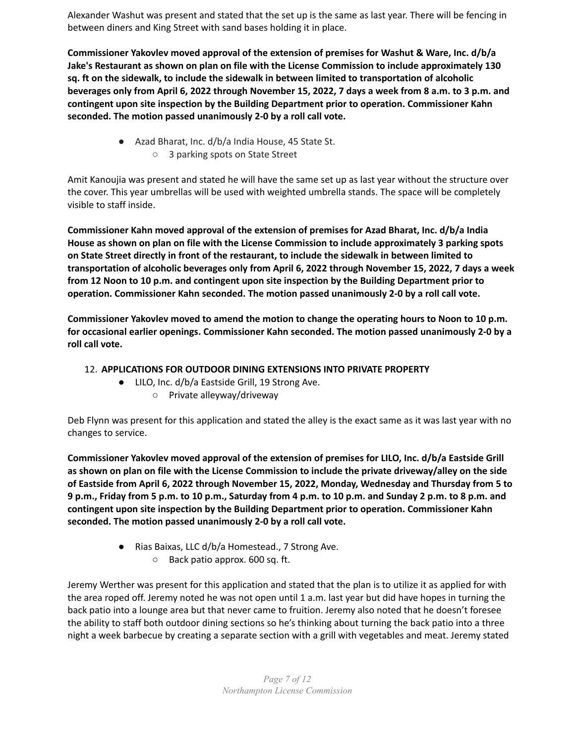Alexander Washut was present and stated that the set up is the same as last year. There will be fencing in between diners and King Street with sand bases holding it in place.

**Commissioner Yakovlev moved approval of the extension of premises for Washut & Ware, Inc. d/b/a Jake's Restaurant as shown on plan on file with the License Commission to include approximately 130 sq. ft on the sidewalk, to include the sidewalk in between limited to transportation of alcoholic beverages only from April 6, 2022 through November 15, 2022, 7 days a week from 8 a.m. to 3 p.m. and contingent upon site inspection by the Building Department prior to operation. Commissioner Kahn seconded. The motion passed unanimously 2-0 by a roll call vote.**

- Azad Bharat, Inc. d/b/a India House, 45 State St.
    - 3 parking spots on State Street

Amit Kanoujia was present and stated he will have the same set up as last year without the structure over the cover. This year umbrellas will be used with weighted umbrella stands. The space will be completely visible to staff inside.

**Commissioner Kahn moved approval of the extension of premises for Azad Bharat, Inc. d/b/a India House as shown on plan on file with the License Commission to include approximately 3 parking spots on State Street directly in front of the restaurant, to include the sidewalk in between limited to transportation of alcoholic beverages only from April 6, 2022 through November 15, 2022, 7 days a week from 12 Noon to 10 p.m. and contingent upon site inspection by the Building Department prior to operation. Commissioner Kahn seconded. The motion passed unanimously 2-0 by a roll call vote.**

**Commissioner Yakovlev moved to amend the motion to change the operating hours to Noon to 10 p.m. for occasional earlier openings. Commissioner Kahn seconded. The motion passed unanimously 2-0 by a roll call vote.**

12. **APPLICATIONS FOR OUTDOOR DINING EXTENSIONS INTO PRIVATE PROPERTY**
    - LILO, Inc. d/b/a Eastside Grill, 19 Strong Ave.
        - Private alleyway/driveway

Deb Flynn was present for this application and stated the alley is the exact same as it was last year with no changes to service.

**Commissioner Yakovlev moved approval of the extension of premises for LILO, Inc. d/b/a Eastside Grill as shown on plan on file with the License Commission to include the private driveway/alley on the side of Eastside from April 6, 2022 through November 15, 2022, Monday, Wednesday and Thursday from 5 to 9 p.m., Friday from 5 p.m. to 10 p.m., Saturday from 4 p.m. to 10 p.m. and Sunday 2 p.m. to 8 p.m. and contingent upon site inspection by the Building Department prior to operation. Commissioner Kahn seconded. The motion passed unanimously 2-0 by a roll call vote.**

- Rias Baixas, LLC d/b/a Homestead., 7 Strong Ave.
    - Back patio approx. 600 sq. ft.

Jeremy Werther was present for this application and stated that the plan is to utilize it as applied for with the area roped off. Jeremy noted he was not open until 1 a.m. last year but did have hopes in turning the back patio into a lounge area but that never came to fruition. Jeremy also noted that he doesn't foresee the ability to staff both outdoor dining sections so he's thinking about turning the back patio into a three night a week barbecue by creating a separate section with a grill with vegetables and meat. Jeremy stated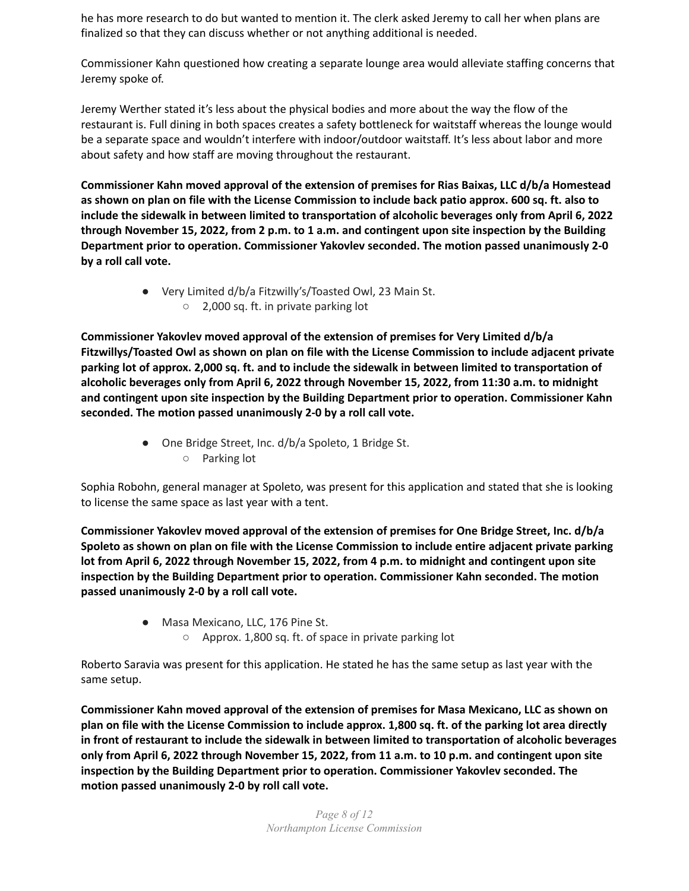he has more research to do but wanted to mention it. The clerk asked Jeremy to call her when plans are finalized so that they can discuss whether or not anything additional is needed.

Commissioner Kahn questioned how creating a separate lounge area would alleviate staffing concerns that Jeremy spoke of.

Jeremy Werther stated it's less about the physical bodies and more about the way the flow of the restaurant is. Full dining in both spaces creates a safety bottleneck for waitstaff whereas the lounge would be a separate space and wouldn't interfere with indoor/outdoor waitstaff. It's less about labor and more about safety and how staff are moving throughout the restaurant.

**Commissioner Kahn moved approval of the extension of premises for Rias Baixas, LLC d/b/a Homestead as shown on plan on file with the License Commission to include back patio approx. 600 sq. ft. also to include the sidewalk in between limited to transportation of alcoholic beverages only from April 6, 2022 through November 15, 2022, from 2 p.m. to 1 a.m. and contingent upon site inspection by the Building Department prior to operation. Commissioner Yakovlev seconded. The motion passed unanimously 2-0 by a roll call vote.**

- Very Limited d/b/a Fitzwilly's/Toasted Owl, 23 Main St.
  - 2,000 sq. ft. in private parking lot

**Commissioner Yakovlev moved approval of the extension of premises for Very Limited d/b/a Fitzwillys/Toasted Owl as shown on plan on file with the License Commission to include adjacent private parking lot of approx. 2,000 sq. ft. and to include the sidewalk in between limited to transportation of alcoholic beverages only from April 6, 2022 through November 15, 2022, from 11:30 a.m. to midnight and contingent upon site inspection by the Building Department prior to operation. Commissioner Kahn seconded. The motion passed unanimously 2-0 by a roll call vote.**

- One Bridge Street, Inc. d/b/a Spoleto, 1 Bridge St.
  - Parking lot

Sophia Robohn, general manager at Spoleto, was present for this application and stated that she is looking to license the same space as last year with a tent.

**Commissioner Yakovlev moved approval of the extension of premises for One Bridge Street, Inc. d/b/a Spoleto as shown on plan on file with the License Commission to include entire adjacent private parking lot from April 6, 2022 through November 15, 2022, from 4 p.m. to midnight and contingent upon site inspection by the Building Department prior to operation. Commissioner Kahn seconded. The motion passed unanimously 2-0 by a roll call vote.**

- Masa Mexicano, LLC, 176 Pine St.
  - Approx. 1,800 sq. ft. of space in private parking lot

Roberto Saravia was present for this application. He stated he has the same setup as last year with the same setup.

**Commissioner Kahn moved approval of the extension of premises for Masa Mexicano, LLC as shown on plan on file with the License Commission to include approx. 1,800 sq. ft. of the parking lot area directly in front of restaurant to include the sidewalk in between limited to transportation of alcoholic beverages only from April 6, 2022 through November 15, 2022, from 11 a.m. to 10 p.m. and contingent upon site inspection by the Building Department prior to operation. Commissioner Yakovlev seconded. The motion passed unanimously 2-0 by roll call vote.**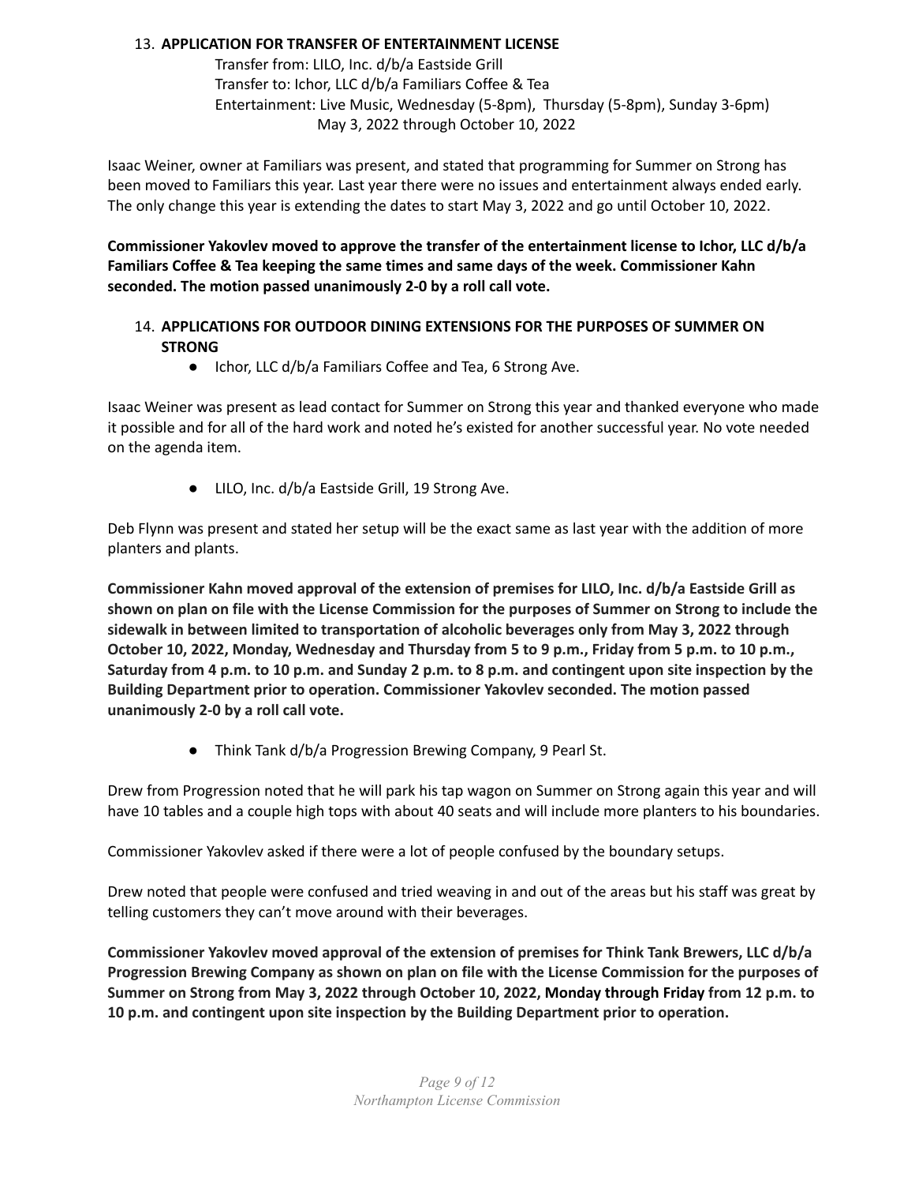13. **APPLICATION FOR TRANSFER OF ENTERTAINMENT LICENSE**

    Transfer from: LILO, Inc. d/b/a Eastside Grill
    Transfer to: Ichor, LLC d/b/a Familiars Coffee & Tea
    Entertainment: Live Music, Wednesday (5-8pm), Thursday (5-8pm), Sunday 3-6pm)
    May 3, 2022 through October 10, 2022

Isaac Weiner, owner at Familiars was present, and stated that programming for Summer on Strong has been moved to Familiars this year. Last year there were no issues and entertainment always ended early. The only change this year is extending the dates to start May 3, 2022 and go until October 10, 2022.

**Commissioner Yakovlev moved to approve the transfer of the entertainment license to Ichor, LLC d/b/a Familiars Coffee & Tea keeping the same times and same days of the week. Commissioner Kahn seconded. The motion passed unanimously 2-0 by a roll call vote.**

14. **APPLICATIONS FOR OUTDOOR DINING EXTENSIONS FOR THE PURPOSES OF SUMMER ON STRONG**
    - Ichor, LLC d/b/a Familiars Coffee and Tea, 6 Strong Ave.

Isaac Weiner was present as lead contact for Summer on Strong this year and thanked everyone who made it possible and for all of the hard work and noted he's existed for another successful year. No vote needed on the agenda item.

- LILO, Inc. d/b/a Eastside Grill, 19 Strong Ave.

Deb Flynn was present and stated her setup will be the exact same as last year with the addition of more planters and plants.

**Commissioner Kahn moved approval of the extension of premises for LILO, Inc. d/b/a Eastside Grill as shown on plan on file with the License Commission for the purposes of Summer on Strong to include the sidewalk in between limited to transportation of alcoholic beverages only from May 3, 2022 through October 10, 2022, Monday, Wednesday and Thursday from 5 to 9 p.m., Friday from 5 p.m. to 10 p.m., Saturday from 4 p.m. to 10 p.m. and Sunday 2 p.m. to 8 p.m. and contingent upon site inspection by the Building Department prior to operation. Commissioner Yakovlev seconded. The motion passed unanimously 2-0 by a roll call vote.**

- Think Tank d/b/a Progression Brewing Company, 9 Pearl St.

Drew from Progression noted that he will park his tap wagon on Summer on Strong again this year and will have 10 tables and a couple high tops with about 40 seats and will include more planters to his boundaries.

Commissioner Yakovlev asked if there were a lot of people confused by the boundary setups.

Drew noted that people were confused and tried weaving in and out of the areas but his staff was great by telling customers they can't move around with their beverages.

**Commissioner Yakovlev moved approval of the extension of premises for Think Tank Brewers, LLC d/b/a Progression Brewing Company as shown on plan on file with the License Commission for the purposes of Summer on Strong from May 3, 2022 through October 10, 2022, Monday through Friday from 12 p.m. to 10 p.m. and contingent upon site inspection by the Building Department prior to operation.**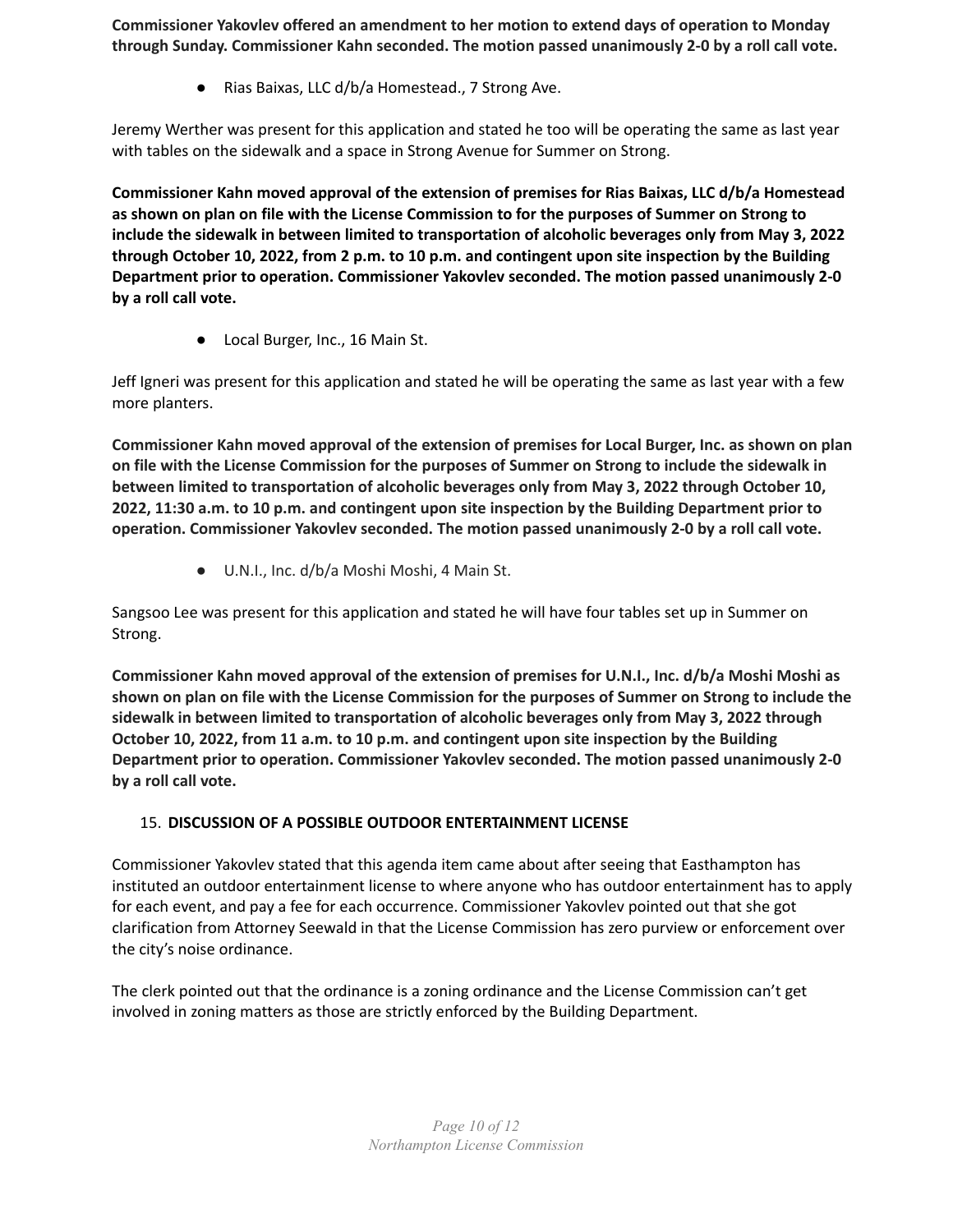**Commissioner Yakovlev offered an amendment to her motion to extend days of operation to Monday through Sunday. Commissioner Kahn seconded. The motion passed unanimously 2-0 by a roll call vote.**

- Rias Baixas, LLC d/b/a Homestead., 7 Strong Ave.

Jeremy Werther was present for this application and stated he too will be operating the same as last year with tables on the sidewalk and a space in Strong Avenue for Summer on Strong.

**Commissioner Kahn moved approval of the extension of premises for Rias Baixas, LLC d/b/a Homestead as shown on plan on file with the License Commission to for the purposes of Summer on Strong to include the sidewalk in between limited to transportation of alcoholic beverages only from May 3, 2022 through October 10, 2022, from 2 p.m. to 10 p.m. and contingent upon site inspection by the Building Department prior to operation. Commissioner Yakovlev seconded. The motion passed unanimously 2-0 by a roll call vote.**

- Local Burger, Inc., 16 Main St.

Jeff Igneri was present for this application and stated he will be operating the same as last year with a few more planters.

**Commissioner Kahn moved approval of the extension of premises for Local Burger, Inc. as shown on plan on file with the License Commission for the purposes of Summer on Strong to include the sidewalk in between limited to transportation of alcoholic beverages only from May 3, 2022 through October 10, 2022, 11:30 a.m. to 10 p.m. and contingent upon site inspection by the Building Department prior to operation. Commissioner Yakovlev seconded. The motion passed unanimously 2-0 by a roll call vote.**

- U.N.I., Inc. d/b/a Moshi Moshi, 4 Main St.

Sangsoo Lee was present for this application and stated he will have four tables set up in Summer on Strong.

**Commissioner Kahn moved approval of the extension of premises for U.N.I., Inc. d/b/a Moshi Moshi as shown on plan on file with the License Commission for the purposes of Summer on Strong to include the sidewalk in between limited to transportation of alcoholic beverages only from May 3, 2022 through October 10, 2022, from 11 a.m. to 10 p.m. and contingent upon site inspection by the Building Department prior to operation. Commissioner Yakovlev seconded. The motion passed unanimously 2-0 by a roll call vote.**

15. **DISCUSSION OF A POSSIBLE OUTDOOR ENTERTAINMENT LICENSE**

Commissioner Yakovlev stated that this agenda item came about after seeing that Easthampton has instituted an outdoor entertainment license to where anyone who has outdoor entertainment has to apply for each event, and pay a fee for each occurrence. Commissioner Yakovlev pointed out that she got clarification from Attorney Seewald in that the License Commission has zero purview or enforcement over the city's noise ordinance.

The clerk pointed out that the ordinance is a zoning ordinance and the License Commission can't get involved in zoning matters as those are strictly enforced by the Building Department.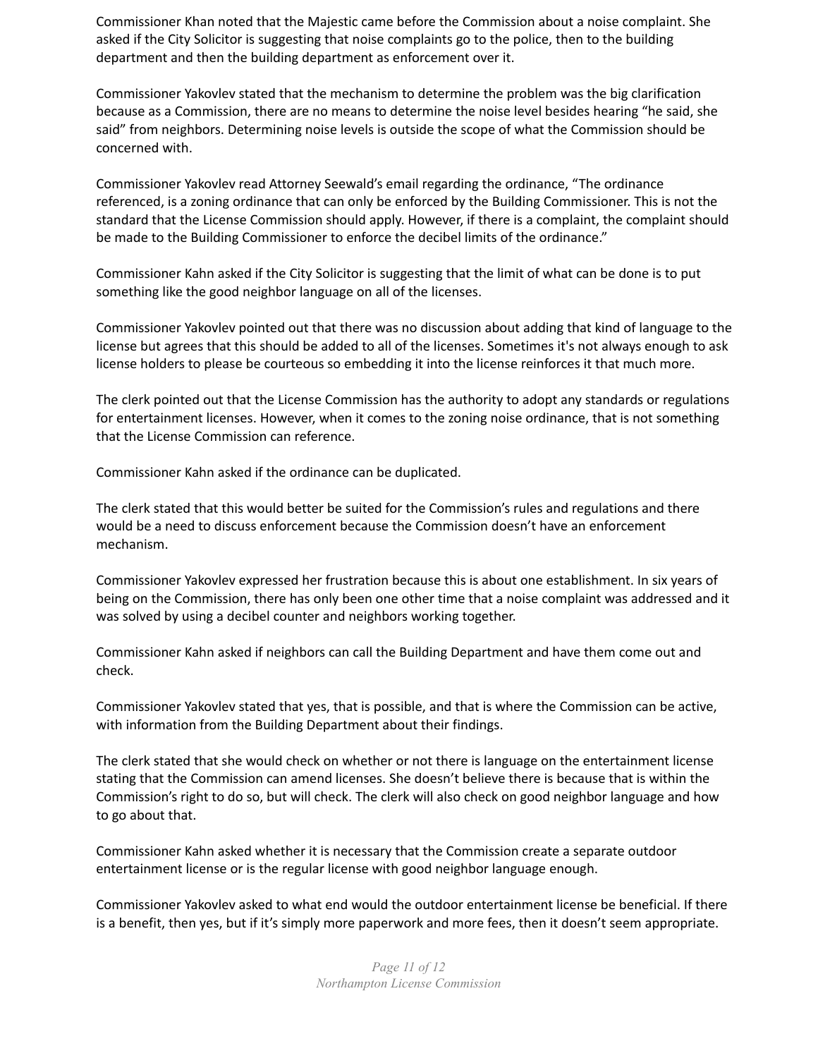Commissioner Khan noted that the Majestic came before the Commission about a noise complaint. She asked if the City Solicitor is suggesting that noise complaints go to the police, then to the building department and then the building department as enforcement over it.

Commissioner Yakovlev stated that the mechanism to determine the problem was the big clarification because as a Commission, there are no means to determine the noise level besides hearing "he said, she said" from neighbors. Determining noise levels is outside the scope of what the Commission should be concerned with.

Commissioner Yakovlev read Attorney Seewald's email regarding the ordinance, "The ordinance referenced, is a zoning ordinance that can only be enforced by the Building Commissioner. This is not the standard that the License Commission should apply. However, if there is a complaint, the complaint should be made to the Building Commissioner to enforce the decibel limits of the ordinance."

Commissioner Kahn asked if the City Solicitor is suggesting that the limit of what can be done is to put something like the good neighbor language on all of the licenses.

Commissioner Yakovlev pointed out that there was no discussion about adding that kind of language to the license but agrees that this should be added to all of the licenses. Sometimes it's not always enough to ask license holders to please be courteous so embedding it into the license reinforces it that much more.

The clerk pointed out that the License Commission has the authority to adopt any standards or regulations for entertainment licenses. However, when it comes to the zoning noise ordinance, that is not something that the License Commission can reference.

Commissioner Kahn asked if the ordinance can be duplicated.

The clerk stated that this would better be suited for the Commission's rules and regulations and there would be a need to discuss enforcement because the Commission doesn't have an enforcement mechanism.

Commissioner Yakovlev expressed her frustration because this is about one establishment. In six years of being on the Commission, there has only been one other time that a noise complaint was addressed and it was solved by using a decibel counter and neighbors working together.

Commissioner Kahn asked if neighbors can call the Building Department and have them come out and check.

Commissioner Yakovlev stated that yes, that is possible, and that is where the Commission can be active, with information from the Building Department about their findings.

The clerk stated that she would check on whether or not there is language on the entertainment license stating that the Commission can amend licenses. She doesn't believe there is because that is within the Commission's right to do so, but will check. The clerk will also check on good neighbor language and how to go about that.

Commissioner Kahn asked whether it is necessary that the Commission create a separate outdoor entertainment license or is the regular license with good neighbor language enough.

Commissioner Yakovlev asked to what end would the outdoor entertainment license be beneficial. If there is a benefit, then yes, but if it's simply more paperwork and more fees, then it doesn't seem appropriate.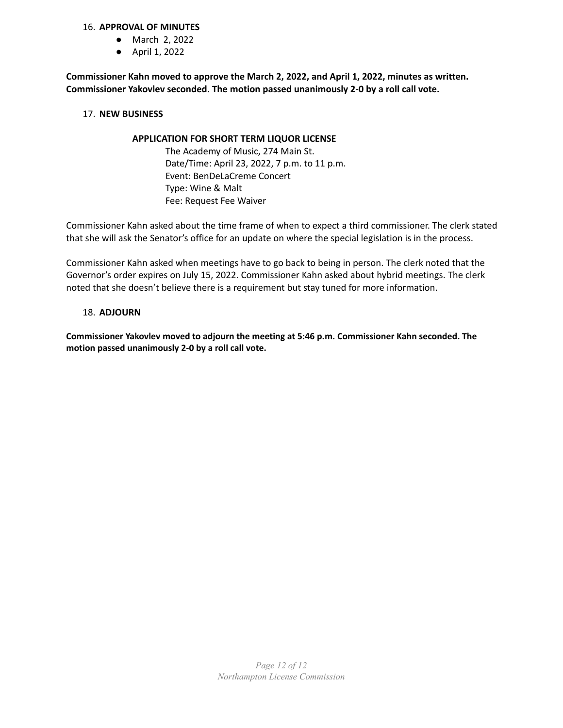16. **APPROVAL OF MINUTES**
    - March 2, 2022
    - April 1, 2022

**Commissioner Kahn moved to approve the March 2, 2022, and April 1, 2022, minutes as written. Commissioner Yakovlev seconded. The motion passed unanimously 2-0 by a roll call vote.**

17. **NEW BUSINESS**

**APPLICATION FOR SHORT TERM LIQUOR LICENSE**

The Academy of Music, 274 Main St.
Date/Time: April 23, 2022, 7 p.m. to 11 p.m.
Event: BenDeLaCreme Concert
Type: Wine & Malt
Fee: Request Fee Waiver

Commissioner Kahn asked about the time frame of when to expect a third commissioner. The clerk stated that she will ask the Senator's office for an update on where the special legislation is in the process.

Commissioner Kahn asked when meetings have to go back to being in person. The clerk noted that the Governor's order expires on July 15, 2022. Commissioner Kahn asked about hybrid meetings. The clerk noted that she doesn't believe there is a requirement but stay tuned for more information.

18. **ADJOURN**

**Commissioner Yakovlev moved to adjourn the meeting at 5:46 p.m. Commissioner Kahn seconded. The motion passed unanimously 2-0 by a roll call vote.**